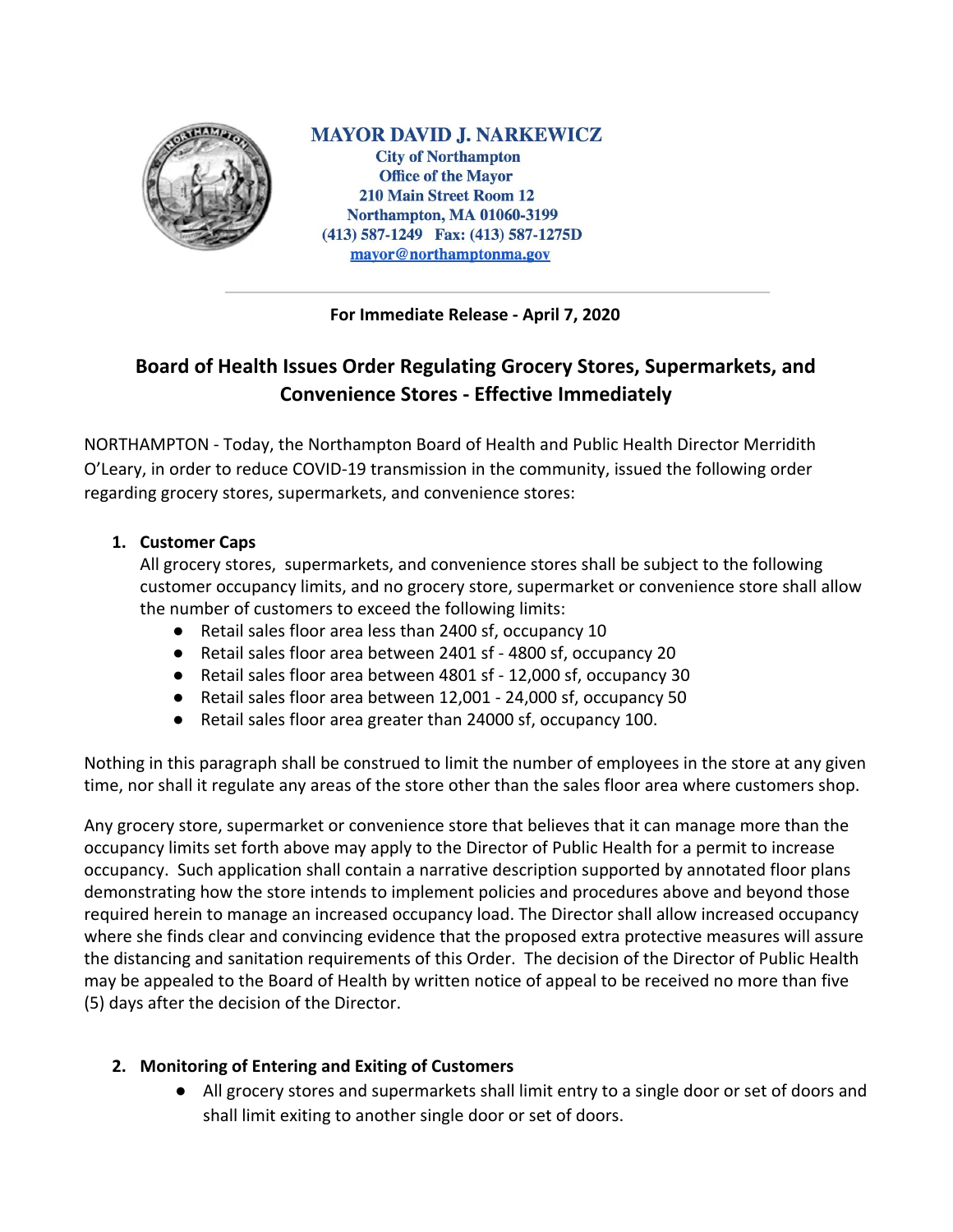**MAYOR DAVID J. NARKEWICZ**
**City of Northampton**
**Office of the Mayor**
**210 Main Street Room 12**
**Northampton, MA 01060-3199**
**(413) 587-1249 Fax: (413) 587-1275D**
**mayor@northamptonma.gov**

---

**For Immediate Release - April 7, 2020**

# Board of Health Issues Order Regulating Grocery Stores, Supermarkets, and Convenience Stores - Effective Immediately

NORTHAMPTON - Today, the Northampton Board of Health and Public Health Director Merridith O'Leary, in order to reduce COVID-19 transmission in the community, issued the following order regarding grocery stores, supermarkets, and convenience stores:

1. **Customer Caps**

   All grocery stores, supermarkets, and convenience stores shall be subject to the following customer occupancy limits, and no grocery store, supermarket or convenience store shall allow the number of customers to exceed the following limits:

   - Retail sales floor area less than 2400 sf, occupancy 10
   - Retail sales floor area between 2401 sf - 4800 sf, occupancy 20
   - Retail sales floor area between 4801 sf - 12,000 sf, occupancy 30
   - Retail sales floor area between 12,001 - 24,000 sf, occupancy 50
   - Retail sales floor area greater than 24000 sf, occupancy 100.

Nothing in this paragraph shall be construed to limit the number of employees in the store at any given time, nor shall it regulate any areas of the store other than the sales floor area where customers shop.

Any grocery store, supermarket or convenience store that believes that it can manage more than the occupancy limits set forth above may apply to the Director of Public Health for a permit to increase occupancy. Such application shall contain a narrative description supported by annotated floor plans demonstrating how the store intends to implement policies and procedures above and beyond those required herein to manage an increased occupancy load. The Director shall allow increased occupancy where she finds clear and convincing evidence that the proposed extra protective measures will assure the distancing and sanitation requirements of this Order. The decision of the Director of Public Health may be appealed to the Board of Health by written notice of appeal to be received no more than five (5) days after the decision of the Director.

2. **Monitoring of Entering and Exiting of Customers**

   - All grocery stores and supermarkets shall limit entry to a single door or set of doors and shall limit exiting to another single door or set of doors.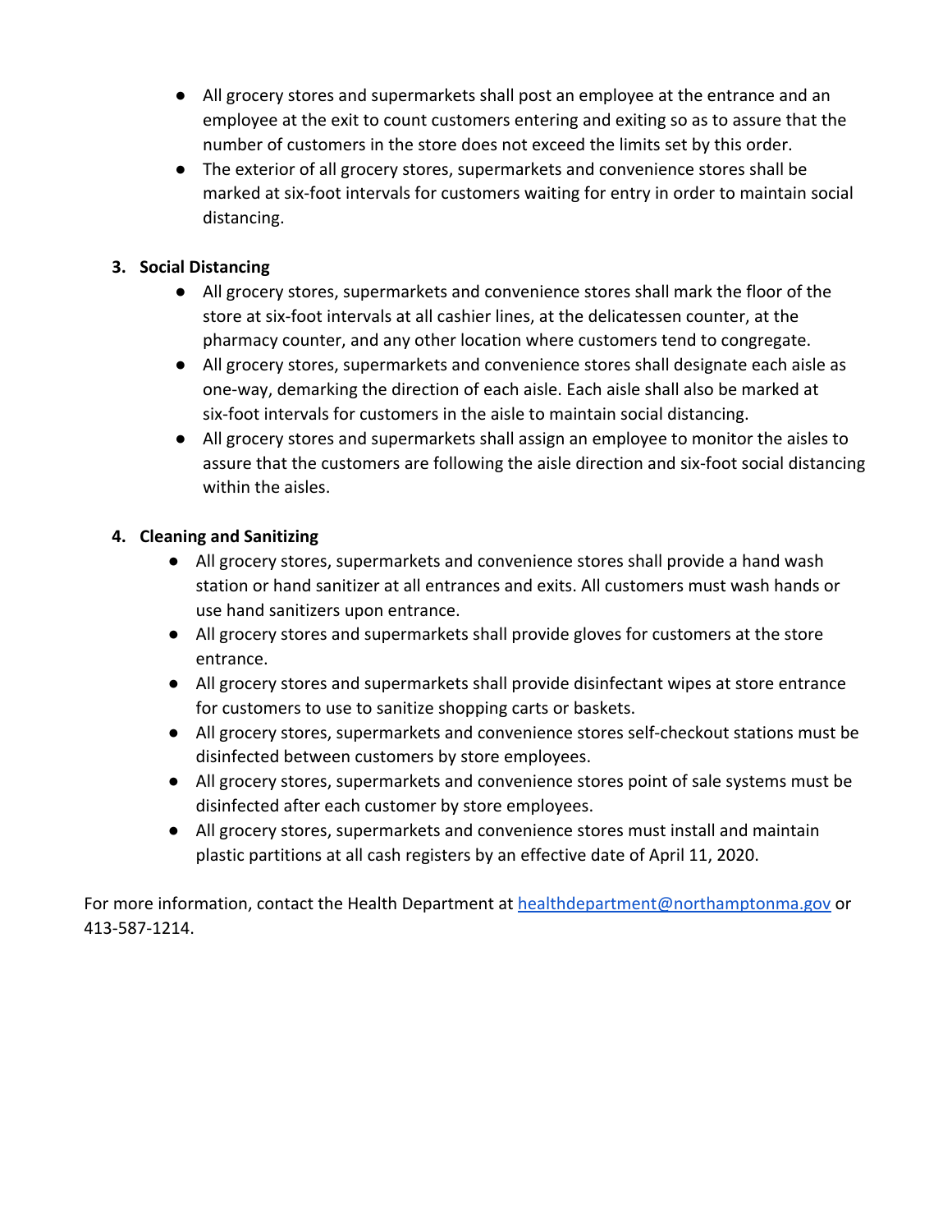- All grocery stores and supermarkets shall post an employee at the entrance and an employee at the exit to count customers entering and exiting so as to assure that the number of customers in the store does not exceed the limits set by this order.
- The exterior of all grocery stores, supermarkets and convenience stores shall be marked at six-foot intervals for customers waiting for entry in order to maintain social distancing.

3. **Social Distancing**
   - All grocery stores, supermarkets and convenience stores shall mark the floor of the store at six-foot intervals at all cashier lines, at the delicatessen counter, at the pharmacy counter, and any other location where customers tend to congregate.
   - All grocery stores, supermarkets and convenience stores shall designate each aisle as one-way, demarking the direction of each aisle. Each aisle shall also be marked at six-foot intervals for customers in the aisle to maintain social distancing.
   - All grocery stores and supermarkets shall assign an employee to monitor the aisles to assure that the customers are following the aisle direction and six-foot social distancing within the aisles.

4. **Cleaning and Sanitizing**
   - All grocery stores, supermarkets and convenience stores shall provide a hand wash station or hand sanitizer at all entrances and exits. All customers must wash hands or use hand sanitizers upon entrance.
   - All grocery stores and supermarkets shall provide gloves for customers at the store entrance.
   - All grocery stores and supermarkets shall provide disinfectant wipes at store entrance for customers to use to sanitize shopping carts or baskets.
   - All grocery stores, supermarkets and convenience stores self-checkout stations must be disinfected between customers by store employees.
   - All grocery stores, supermarkets and convenience stores point of sale systems must be disinfected after each customer by store employees.
   - All grocery stores, supermarkets and convenience stores must install and maintain plastic partitions at all cash registers by an effective date of April 11, 2020.

For more information, contact the Health Department at healthdepartment@northamptonma.gov or 413-587-1214.